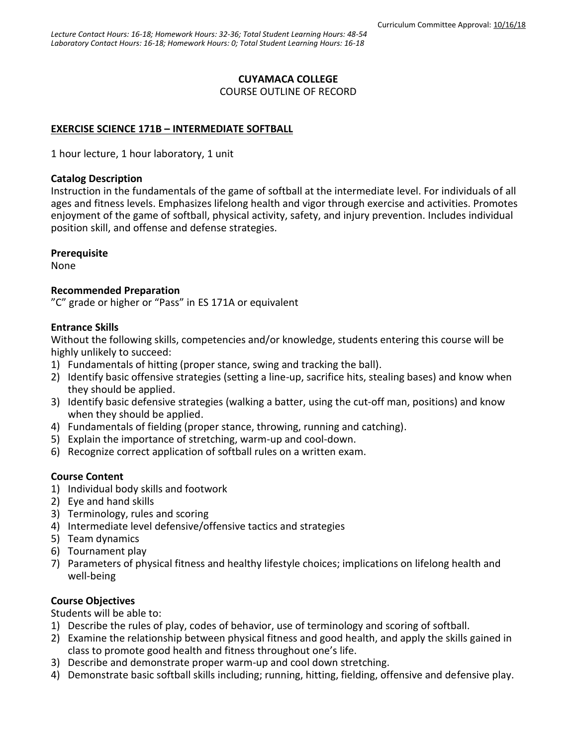Curriculum Committee Approval: 10/16/18

*Lecture Contact Hours: 16-18; Homework Hours: 32-36; Total Student Learning Hours: 48-54*
*Laboratory Contact Hours: 16-18; Homework Hours: 0; Total Student Learning Hours: 16-18*

**CUYAMACA COLLEGE**
COURSE OUTLINE OF RECORD

**EXERCISE SCIENCE 171B – INTERMEDIATE SOFTBALL**

1 hour lecture, 1 hour laboratory, 1 unit

**Catalog Description**
Instruction in the fundamentals of the game of softball at the intermediate level. For individuals of all ages and fitness levels. Emphasizes lifelong health and vigor through exercise and activities. Promotes enjoyment of the game of softball, physical activity, safety, and injury prevention. Includes individual position skill, and offense and defense strategies.

**Prerequisite**
None

**Recommended Preparation**
"C" grade or higher or "Pass" in ES 171A or equivalent

**Entrance Skills**
Without the following skills, competencies and/or knowledge, students entering this course will be highly unlikely to succeed:

1) Fundamentals of hitting (proper stance, swing and tracking the ball).
2) Identify basic offensive strategies (setting a line-up, sacrifice hits, stealing bases) and know when they should be applied.
3) Identify basic defensive strategies (walking a batter, using the cut-off man, positions) and know when they should be applied.
4) Fundamentals of fielding (proper stance, throwing, running and catching).
5) Explain the importance of stretching, warm-up and cool-down.
6) Recognize correct application of softball rules on a written exam.

**Course Content**

1) Individual body skills and footwork
2) Eye and hand skills
3) Terminology, rules and scoring
4) Intermediate level defensive/offensive tactics and strategies
5) Team dynamics
6) Tournament play
7) Parameters of physical fitness and healthy lifestyle choices; implications on lifelong health and well-being

**Course Objectives**
Students will be able to:

1) Describe the rules of play, codes of behavior, use of terminology and scoring of softball.
2) Examine the relationship between physical fitness and good health, and apply the skills gained in class to promote good health and fitness throughout one's life.
3) Describe and demonstrate proper warm-up and cool down stretching.
4) Demonstrate basic softball skills including; running, hitting, fielding, offensive and defensive play.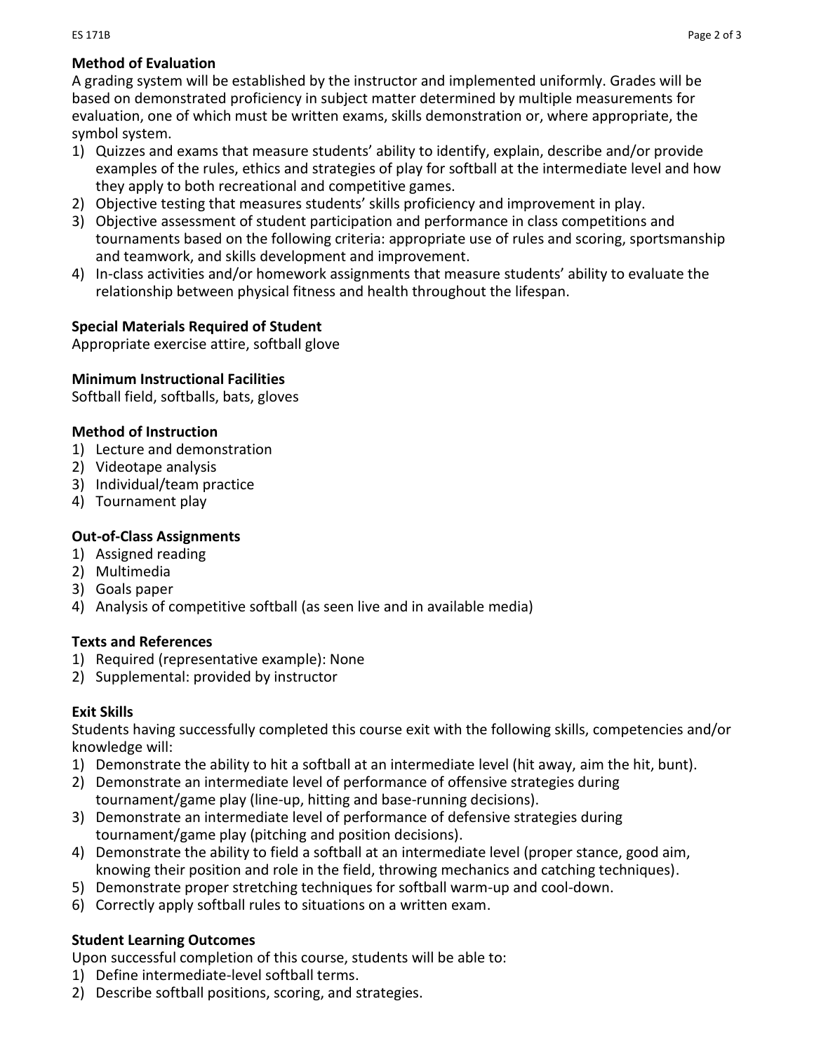**Method of Evaluation**

A grading system will be established by the instructor and implemented uniformly. Grades will be based on demonstrated proficiency in subject matter determined by multiple measurements for evaluation, one of which must be written exams, skills demonstration or, where appropriate, the symbol system.

1) Quizzes and exams that measure students' ability to identify, explain, describe and/or provide examples of the rules, ethics and strategies of play for softball at the intermediate level and how they apply to both recreational and competitive games.
2) Objective testing that measures students' skills proficiency and improvement in play.
3) Objective assessment of student participation and performance in class competitions and tournaments based on the following criteria: appropriate use of rules and scoring, sportsmanship and teamwork, and skills development and improvement.
4) In-class activities and/or homework assignments that measure students' ability to evaluate the relationship between physical fitness and health throughout the lifespan.

**Special Materials Required of Student**

Appropriate exercise attire, softball glove

**Minimum Instructional Facilities**

Softball field, softballs, bats, gloves

**Method of Instruction**

1) Lecture and demonstration
2) Videotape analysis
3) Individual/team practice
4) Tournament play

**Out-of-Class Assignments**

1) Assigned reading
2) Multimedia
3) Goals paper
4) Analysis of competitive softball (as seen live and in available media)

**Texts and References**

1) Required (representative example): None
2) Supplemental: provided by instructor

**Exit Skills**

Students having successfully completed this course exit with the following skills, competencies and/or knowledge will:

1) Demonstrate the ability to hit a softball at an intermediate level (hit away, aim the hit, bunt).
2) Demonstrate an intermediate level of performance of offensive strategies during tournament/game play (line-up, hitting and base-running decisions).
3) Demonstrate an intermediate level of performance of defensive strategies during tournament/game play (pitching and position decisions).
4) Demonstrate the ability to field a softball at an intermediate level (proper stance, good aim, knowing their position and role in the field, throwing mechanics and catching techniques).
5) Demonstrate proper stretching techniques for softball warm-up and cool-down.
6) Correctly apply softball rules to situations on a written exam.

**Student Learning Outcomes**

Upon successful completion of this course, students will be able to:

1) Define intermediate-level softball terms.
2) Describe softball positions, scoring, and strategies.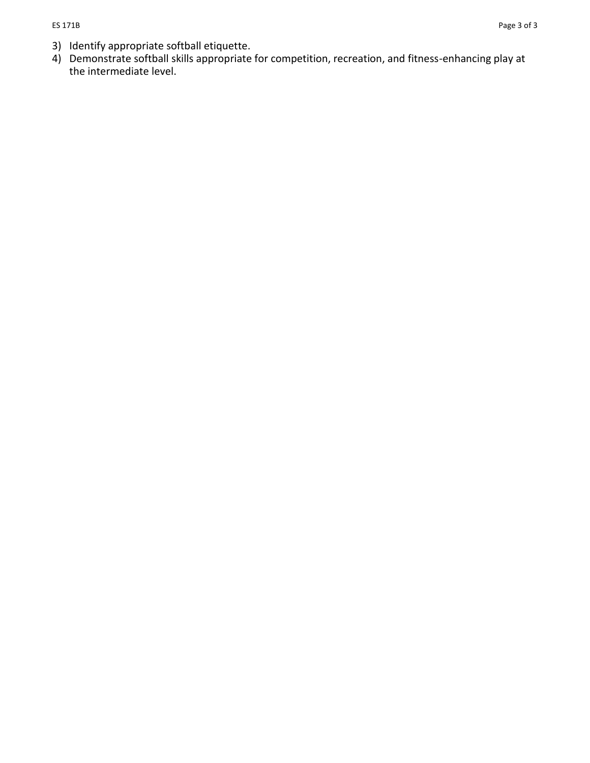3) Identify appropriate softball etiquette.
4) Demonstrate softball skills appropriate for competition, recreation, and fitness-enhancing play at the intermediate level.